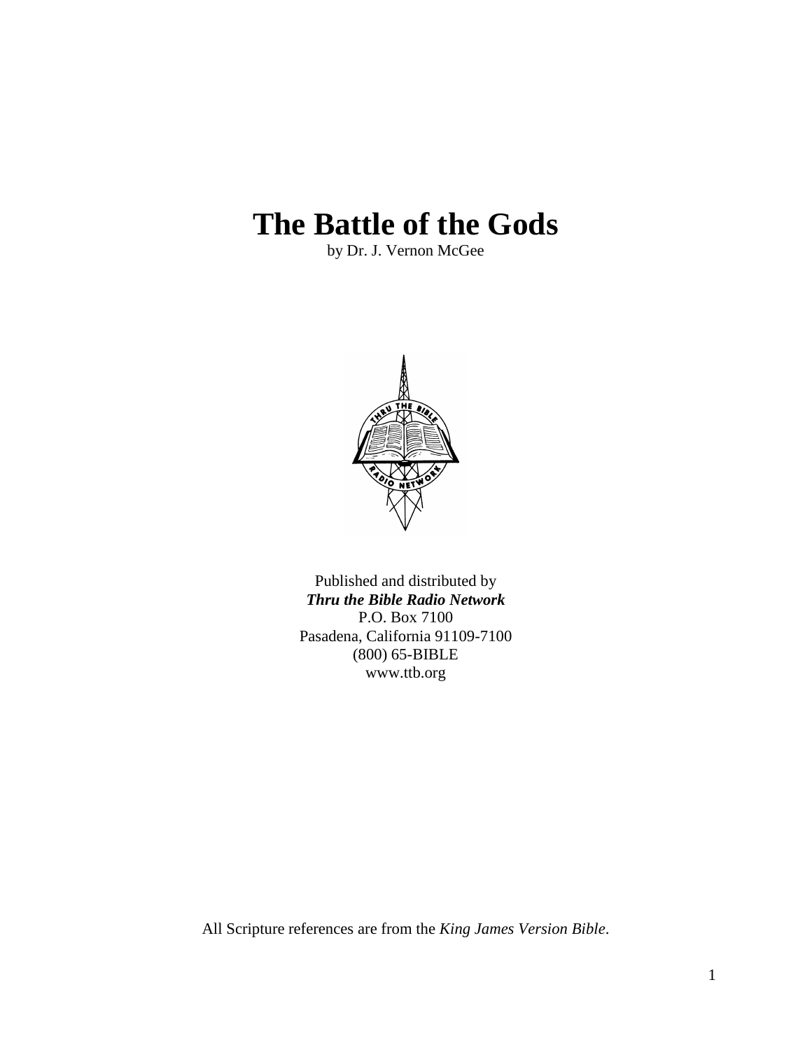# The Battle of the Gods

by Dr. J. Vernon McGee

Published and distributed by
***Thru the Bible Radio Network***
P.O. Box 7100
Pasadena, California 91109-7100
(800) 65-BIBLE
www.ttb.org

All Scripture references are from the *King James Version Bible*.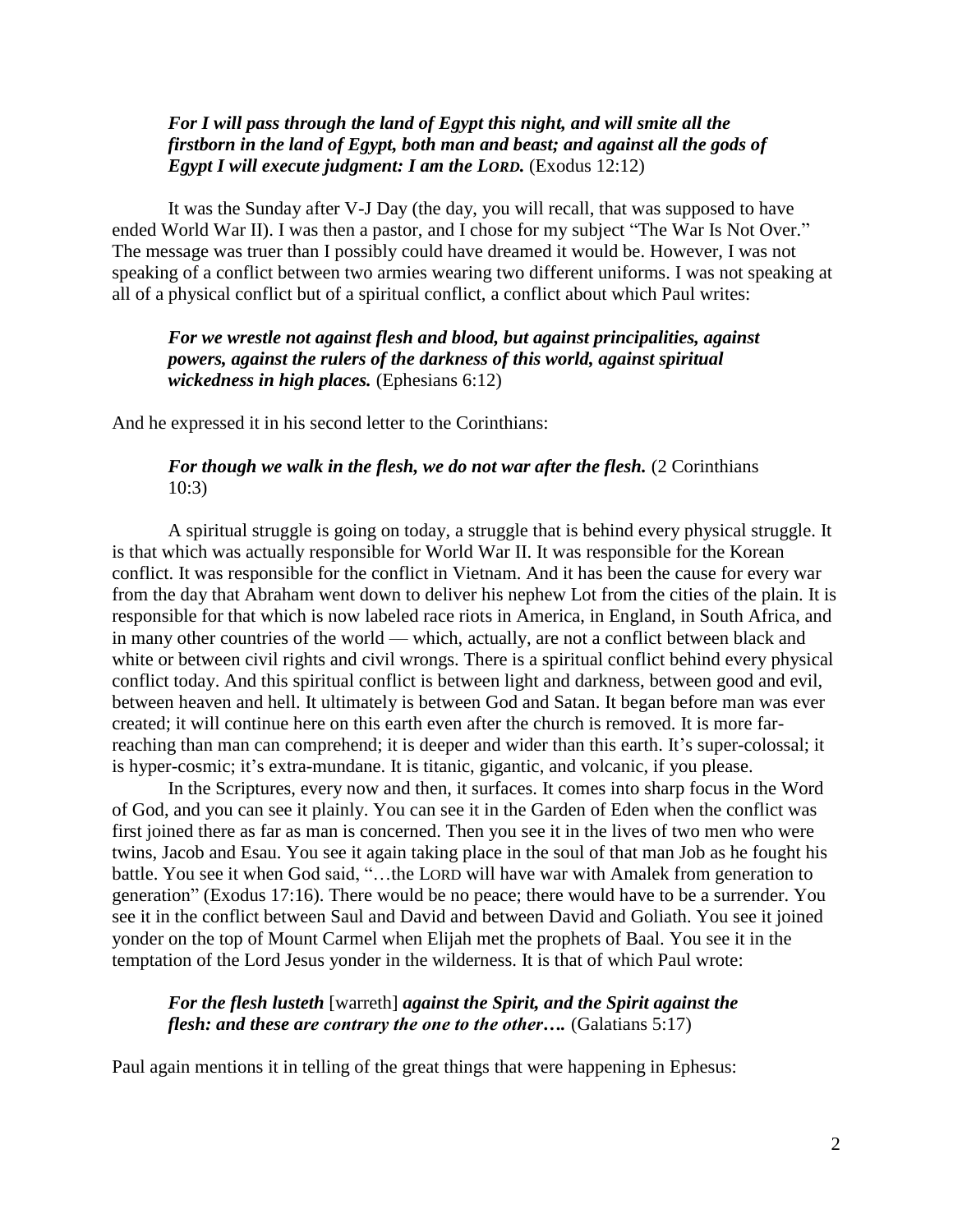> ***For I will pass through the land of Egypt this night, and will smite all the firstborn in the land of Egypt, both man and beast; and against all the gods of Egypt I will execute judgment: I am the LORD.*** (Exodus 12:12)

It was the Sunday after V-J Day (the day, you will recall, that was supposed to have ended World War II). I was then a pastor, and I chose for my subject "The War Is Not Over." The message was truer than I possibly could have dreamed it would be. However, I was not speaking of a conflict between two armies wearing two different uniforms. I was not speaking at all of a physical conflict but of a spiritual conflict, a conflict about which Paul writes:

> ***For we wrestle not against flesh and blood, but against principalities, against powers, against the rulers of the darkness of this world, against spiritual wickedness in high places.*** (Ephesians 6:12)

And he expressed it in his second letter to the Corinthians:

> ***For though we walk in the flesh, we do not war after the flesh.*** (2 Corinthians 10:3)

A spiritual struggle is going on today, a struggle that is behind every physical struggle. It is that which was actually responsible for World War II. It was responsible for the Korean conflict. It was responsible for the conflict in Vietnam. And it has been the cause for every war from the day that Abraham went down to deliver his nephew Lot from the cities of the plain. It is responsible for that which is now labeled race riots in America, in England, in South Africa, and in many other countries of the world — which, actually, are not a conflict between black and white or between civil rights and civil wrongs. There is a spiritual conflict behind every physical conflict today. And this spiritual conflict is between light and darkness, between good and evil, between heaven and hell. It ultimately is between God and Satan. It began before man was ever created; it will continue here on this earth even after the church is removed. It is more far-reaching than man can comprehend; it is deeper and wider than this earth. It's super-colossal; it is hyper-cosmic; it's extra-mundane. It is titanic, gigantic, and volcanic, if you please.

In the Scriptures, every now and then, it surfaces. It comes into sharp focus in the Word of God, and you can see it plainly. You can see it in the Garden of Eden when the conflict was first joined there as far as man is concerned. Then you see it in the lives of two men who were twins, Jacob and Esau. You see it again taking place in the soul of that man Job as he fought his battle. You see it when God said, "…the LORD will have war with Amalek from generation to generation" (Exodus 17:16). There would be no peace; there would have to be a surrender. You see it in the conflict between Saul and David and between David and Goliath. You see it joined yonder on the top of Mount Carmel when Elijah met the prophets of Baal. You see it in the temptation of the Lord Jesus yonder in the wilderness. It is that of which Paul wrote:

> ***For the flesh lusteth*** [warreth] ***against the Spirit, and the Spirit against the flesh: and these are contrary the one to the other….*** (Galatians 5:17)

Paul again mentions it in telling of the great things that were happening in Ephesus: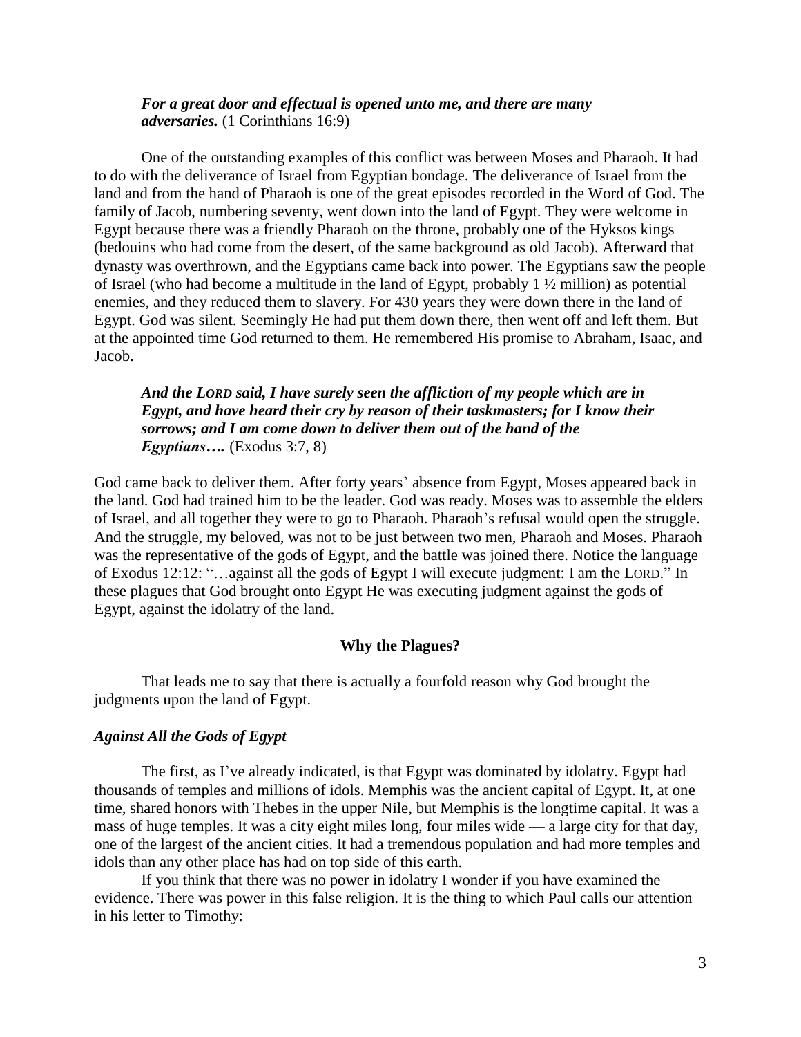> ***For a great door and effectual is opened unto me, and there are many adversaries.*** (1 Corinthians 16:9)

One of the outstanding examples of this conflict was between Moses and Pharaoh. It had to do with the deliverance of Israel from Egyptian bondage. The deliverance of Israel from the land and from the hand of Pharaoh is one of the great episodes recorded in the Word of God. The family of Jacob, numbering seventy, went down into the land of Egypt. They were welcome in Egypt because there was a friendly Pharaoh on the throne, probably one of the Hyksos kings (bedouins who had come from the desert, of the same background as old Jacob). Afterward that dynasty was overthrown, and the Egyptians came back into power. The Egyptians saw the people of Israel (who had become a multitude in the land of Egypt, probably 1 ½ million) as potential enemies, and they reduced them to slavery. For 430 years they were down there in the land of Egypt. God was silent. Seemingly He had put them down there, then went off and left them. But at the appointed time God returned to them. He remembered His promise to Abraham, Isaac, and Jacob.

> ***And the LORD said, I have surely seen the affliction of my people which are in Egypt, and have heard their cry by reason of their taskmasters; for I know their sorrows; and I am come down to deliver them out of the hand of the Egyptians….*** (Exodus 3:7, 8)

God came back to deliver them. After forty years' absence from Egypt, Moses appeared back in the land. God had trained him to be the leader. God was ready. Moses was to assemble the elders of Israel, and all together they were to go to Pharaoh. Pharaoh's refusal would open the struggle. And the struggle, my beloved, was not to be just between two men, Pharaoh and Moses. Pharaoh was the representative of the gods of Egypt, and the battle was joined there. Notice the language of Exodus 12:12: "…against all the gods of Egypt I will execute judgment: I am the LORD." In these plagues that God brought onto Egypt He was executing judgment against the gods of Egypt, against the idolatry of the land.

## Why the Plagues?

That leads me to say that there is actually a fourfold reason why God brought the judgments upon the land of Egypt.

### *Against All the Gods of Egypt*

The first, as I've already indicated, is that Egypt was dominated by idolatry. Egypt had thousands of temples and millions of idols. Memphis was the ancient capital of Egypt. It, at one time, shared honors with Thebes in the upper Nile, but Memphis is the longtime capital. It was a mass of huge temples. It was a city eight miles long, four miles wide — a large city for that day, one of the largest of the ancient cities. It had a tremendous population and had more temples and idols than any other place has had on top side of this earth.

If you think that there was no power in idolatry I wonder if you have examined the evidence. There was power in this false religion. It is the thing to which Paul calls our attention in his letter to Timothy: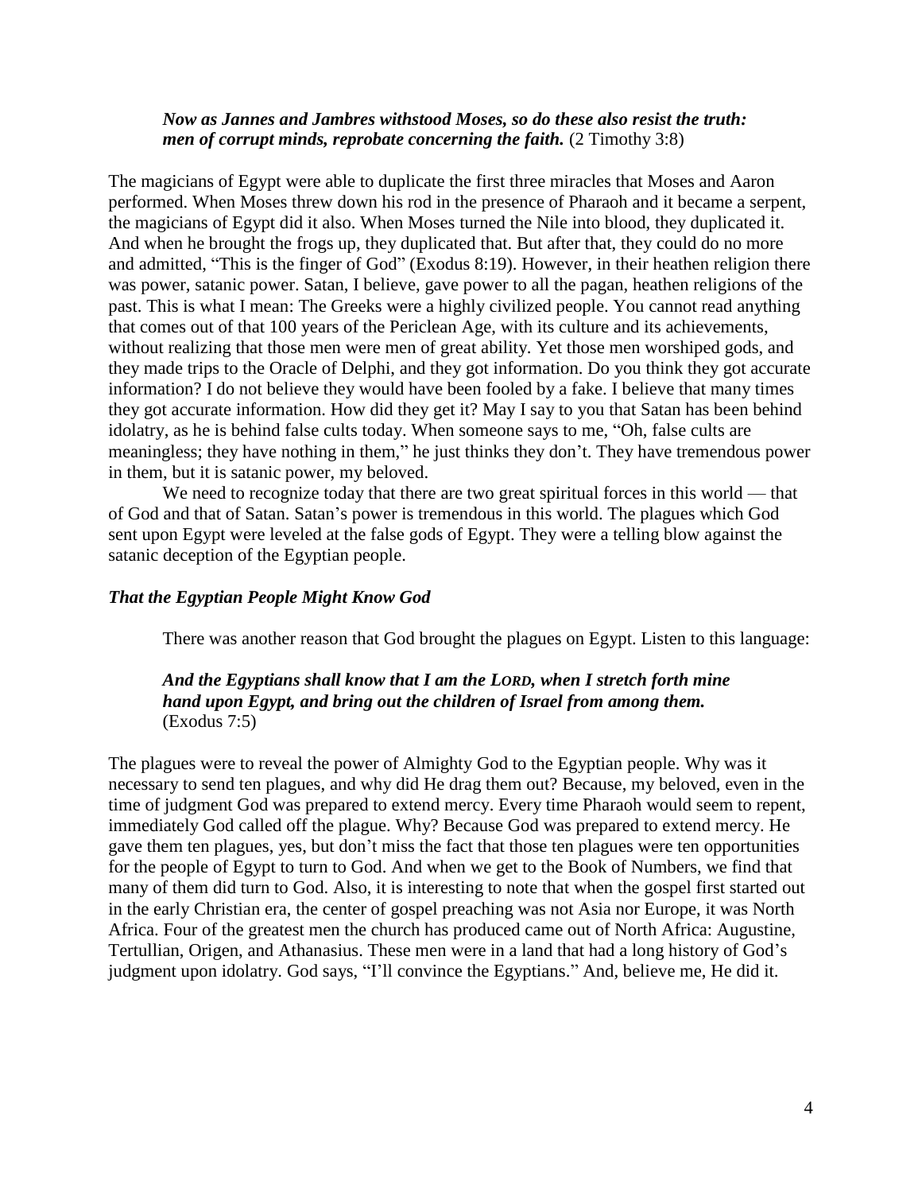*Now as Jannes and Jambres withstood Moses, so do these also resist the truth: men of corrupt minds, reprobate concerning the faith.* (2 Timothy 3:8)

The magicians of Egypt were able to duplicate the first three miracles that Moses and Aaron performed. When Moses threw down his rod in the presence of Pharaoh and it became a serpent, the magicians of Egypt did it also. When Moses turned the Nile into blood, they duplicated it. And when he brought the frogs up, they duplicated that. But after that, they could do no more and admitted, "This is the finger of God" (Exodus 8:19). However, in their heathen religion there was power, satanic power. Satan, I believe, gave power to all the pagan, heathen religions of the past. This is what I mean: The Greeks were a highly civilized people. You cannot read anything that comes out of that 100 years of the Periclean Age, with its culture and its achievements, without realizing that those men were men of great ability. Yet those men worshiped gods, and they made trips to the Oracle of Delphi, and they got information. Do you think they got accurate information? I do not believe they would have been fooled by a fake. I believe that many times they got accurate information. How did they get it? May I say to you that Satan has been behind idolatry, as he is behind false cults today. When someone says to me, "Oh, false cults are meaningless; they have nothing in them," he just thinks they don't. They have tremendous power in them, but it is satanic power, my beloved.

We need to recognize today that there are two great spiritual forces in this world — that of God and that of Satan. Satan's power is tremendous in this world. The plagues which God sent upon Egypt were leveled at the false gods of Egypt. They were a telling blow against the satanic deception of the Egyptian people.

### *That the Egyptian People Might Know God*

There was another reason that God brought the plagues on Egypt. Listen to this language:

*And the Egyptians shall know that I am the LORD, when I stretch forth mine hand upon Egypt, and bring out the children of Israel from among them.* (Exodus 7:5)

The plagues were to reveal the power of Almighty God to the Egyptian people. Why was it necessary to send ten plagues, and why did He drag them out? Because, my beloved, even in the time of judgment God was prepared to extend mercy. Every time Pharaoh would seem to repent, immediately God called off the plague. Why? Because God was prepared to extend mercy. He gave them ten plagues, yes, but don't miss the fact that those ten plagues were ten opportunities for the people of Egypt to turn to God. And when we get to the Book of Numbers, we find that many of them did turn to God. Also, it is interesting to note that when the gospel first started out in the early Christian era, the center of gospel preaching was not Asia nor Europe, it was North Africa. Four of the greatest men the church has produced came out of North Africa: Augustine, Tertullian, Origen, and Athanasius. These men were in a land that had a long history of God's judgment upon idolatry. God says, "I'll convince the Egyptians." And, believe me, He did it.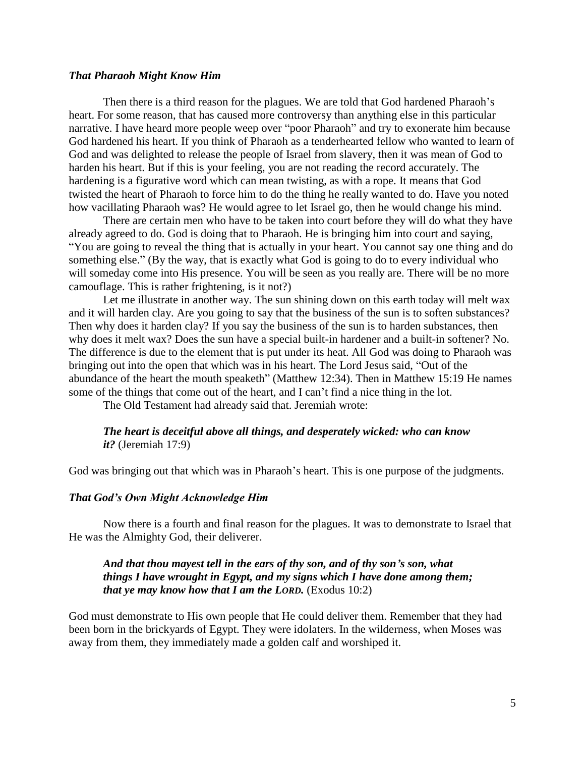### *That Pharaoh Might Know Him*

Then there is a third reason for the plagues. We are told that God hardened Pharaoh's heart. For some reason, that has caused more controversy than anything else in this particular narrative. I have heard more people weep over "poor Pharaoh" and try to exonerate him because God hardened his heart. If you think of Pharaoh as a tenderhearted fellow who wanted to learn of God and was delighted to release the people of Israel from slavery, then it was mean of God to harden his heart. But if this is your feeling, you are not reading the record accurately. The hardening is a figurative word which can mean twisting, as with a rope. It means that God twisted the heart of Pharaoh to force him to do the thing he really wanted to do. Have you noted how vacillating Pharaoh was? He would agree to let Israel go, then he would change his mind.

There are certain men who have to be taken into court before they will do what they have already agreed to do. God is doing that to Pharaoh. He is bringing him into court and saying, "You are going to reveal the thing that is actually in your heart. You cannot say one thing and do something else." (By the way, that is exactly what God is going to do to every individual who will someday come into His presence. You will be seen as you really are. There will be no more camouflage. This is rather frightening, is it not?)

Let me illustrate in another way. The sun shining down on this earth today will melt wax and it will harden clay. Are you going to say that the business of the sun is to soften substances? Then why does it harden clay? If you say the business of the sun is to harden substances, then why does it melt wax? Does the sun have a special built-in hardener and a built-in softener? No. The difference is due to the element that is put under its heat. All God was doing to Pharaoh was bringing out into the open that which was in his heart. The Lord Jesus said, "Out of the abundance of the heart the mouth speaketh" (Matthew 12:34). Then in Matthew 15:19 He names some of the things that come out of the heart, and I can't find a nice thing in the lot.

The Old Testament had already said that. Jeremiah wrote:

> ***The heart is deceitful above all things, and desperately wicked: who can know it?*** (Jeremiah 17:9)

God was bringing out that which was in Pharaoh's heart. This is one purpose of the judgments.

### *That God's Own Might Acknowledge Him*

Now there is a fourth and final reason for the plagues. It was to demonstrate to Israel that He was the Almighty God, their deliverer.

> ***And that thou mayest tell in the ears of thy son, and of thy son's son, what things I have wrought in Egypt, and my signs which I have done among them; that ye may know how that I am the LORD.*** (Exodus 10:2)

God must demonstrate to His own people that He could deliver them. Remember that they had been born in the brickyards of Egypt. They were idolaters. In the wilderness, when Moses was away from them, they immediately made a golden calf and worshiped it.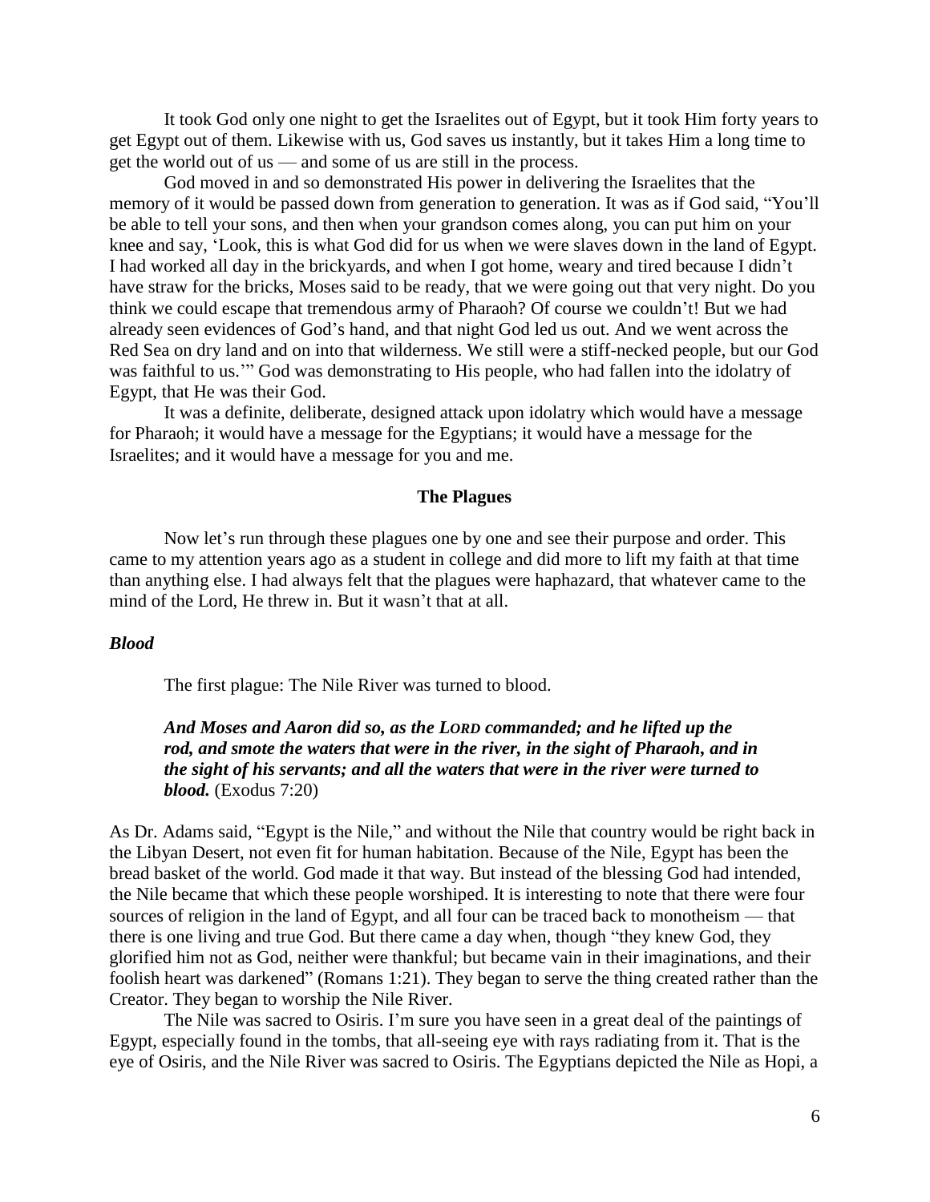It took God only one night to get the Israelites out of Egypt, but it took Him forty years to get Egypt out of them. Likewise with us, God saves us instantly, but it takes Him a long time to get the world out of us — and some of us are still in the process.

God moved in and so demonstrated His power in delivering the Israelites that the memory of it would be passed down from generation to generation. It was as if God said, "You'll be able to tell your sons, and then when your grandson comes along, you can put him on your knee and say, 'Look, this is what God did for us when we were slaves down in the land of Egypt. I had worked all day in the brickyards, and when I got home, weary and tired because I didn't have straw for the bricks, Moses said to be ready, that we were going out that very night. Do you think we could escape that tremendous army of Pharaoh? Of course we couldn't! But we had already seen evidences of God's hand, and that night God led us out. And we went across the Red Sea on dry land and on into that wilderness. We still were a stiff-necked people, but our God was faithful to us.'" God was demonstrating to His people, who had fallen into the idolatry of Egypt, that He was their God.

It was a definite, deliberate, designed attack upon idolatry which would have a message for Pharaoh; it would have a message for the Egyptians; it would have a message for the Israelites; and it would have a message for you and me.

## The Plagues

Now let's run through these plagues one by one and see their purpose and order. This came to my attention years ago as a student in college and did more to lift my faith at that time than anything else. I had always felt that the plagues were haphazard, that whatever came to the mind of the Lord, He threw in. But it wasn't that at all.

### *Blood*

The first plague: The Nile River was turned to blood.

> ***And Moses and Aaron did so, as the LORD commanded; and he lifted up the rod, and smote the waters that were in the river, in the sight of Pharaoh, and in the sight of his servants; and all the waters that were in the river were turned to blood.*** (Exodus 7:20)

As Dr. Adams said, "Egypt is the Nile," and without the Nile that country would be right back in the Libyan Desert, not even fit for human habitation. Because of the Nile, Egypt has been the bread basket of the world. God made it that way. But instead of the blessing God had intended, the Nile became that which these people worshiped. It is interesting to note that there were four sources of religion in the land of Egypt, and all four can be traced back to monotheism — that there is one living and true God. But there came a day when, though "they knew God, they glorified him not as God, neither were thankful; but became vain in their imaginations, and their foolish heart was darkened" (Romans 1:21). They began to serve the thing created rather than the Creator. They began to worship the Nile River.

The Nile was sacred to Osiris. I'm sure you have seen in a great deal of the paintings of Egypt, especially found in the tombs, that all-seeing eye with rays radiating from it. That is the eye of Osiris, and the Nile River was sacred to Osiris. The Egyptians depicted the Nile as Hopi, a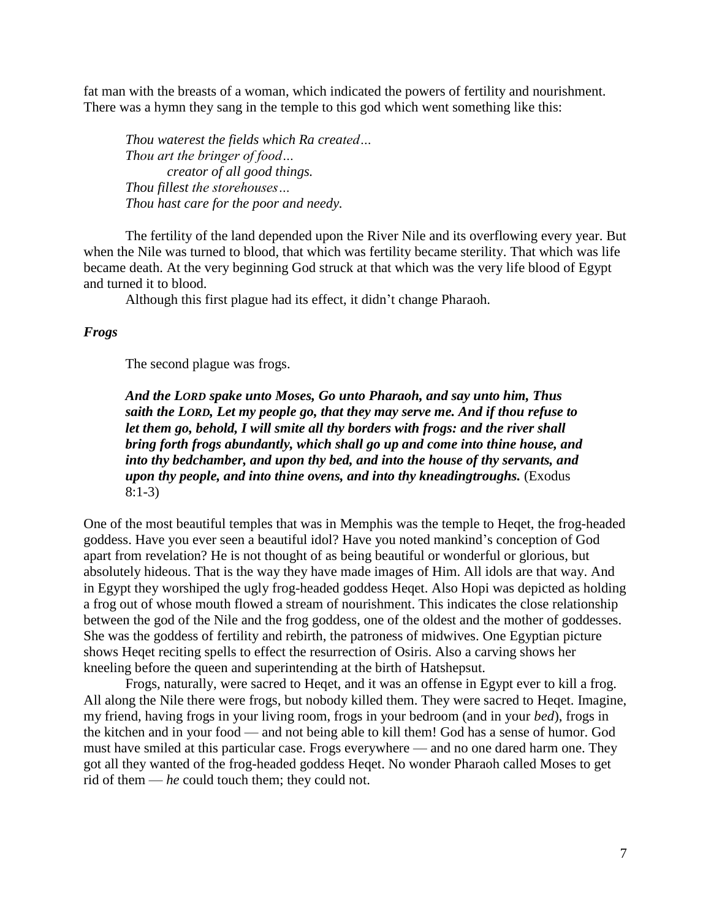fat man with the breasts of a woman, which indicated the powers of fertility and nourishment. There was a hymn they sang in the temple to this god which went something like this:

> *Thou waterest the fields which Ra created…*
> *Thou art the bringer of food…*
> *creator of all good things.*
> *Thou fillest the storehouses…*
> *Thou hast care for the poor and needy.*

The fertility of the land depended upon the River Nile and its overflowing every year. But when the Nile was turned to blood, that which was fertility became sterility. That which was life became death. At the very beginning God struck at that which was the very life blood of Egypt and turned it to blood.

Although this first plague had its effect, it didn't change Pharaoh.

### *Frogs*

The second plague was frogs.

> ***And the LORD spake unto Moses, Go unto Pharaoh, and say unto him, Thus saith the LORD, Let my people go, that they may serve me. And if thou refuse to let them go, behold, I will smite all thy borders with frogs: and the river shall bring forth frogs abundantly, which shall go up and come into thine house, and into thy bedchamber, and upon thy bed, and into the house of thy servants, and upon thy people, and into thine ovens, and into thy kneadingtroughs.*** (Exodus 8:1-3)

One of the most beautiful temples that was in Memphis was the temple to Heqet, the frog-headed goddess. Have you ever seen a beautiful idol? Have you noted mankind's conception of God apart from revelation? He is not thought of as being beautiful or wonderful or glorious, but absolutely hideous. That is the way they have made images of Him. All idols are that way. And in Egypt they worshiped the ugly frog-headed goddess Heqet. Also Hopi was depicted as holding a frog out of whose mouth flowed a stream of nourishment. This indicates the close relationship between the god of the Nile and the frog goddess, one of the oldest and the mother of goddesses. She was the goddess of fertility and rebirth, the patroness of midwives. One Egyptian picture shows Heqet reciting spells to effect the resurrection of Osiris. Also a carving shows her kneeling before the queen and superintending at the birth of Hatshepsut.

Frogs, naturally, were sacred to Heqet, and it was an offense in Egypt ever to kill a frog. All along the Nile there were frogs, but nobody killed them. They were sacred to Heqet. Imagine, my friend, having frogs in your living room, frogs in your bedroom (and in your *bed*), frogs in the kitchen and in your food — and not being able to kill them! God has a sense of humor. God must have smiled at this particular case. Frogs everywhere — and no one dared harm one. They got all they wanted of the frog-headed goddess Heqet. No wonder Pharaoh called Moses to get rid of them — *he* could touch them; they could not.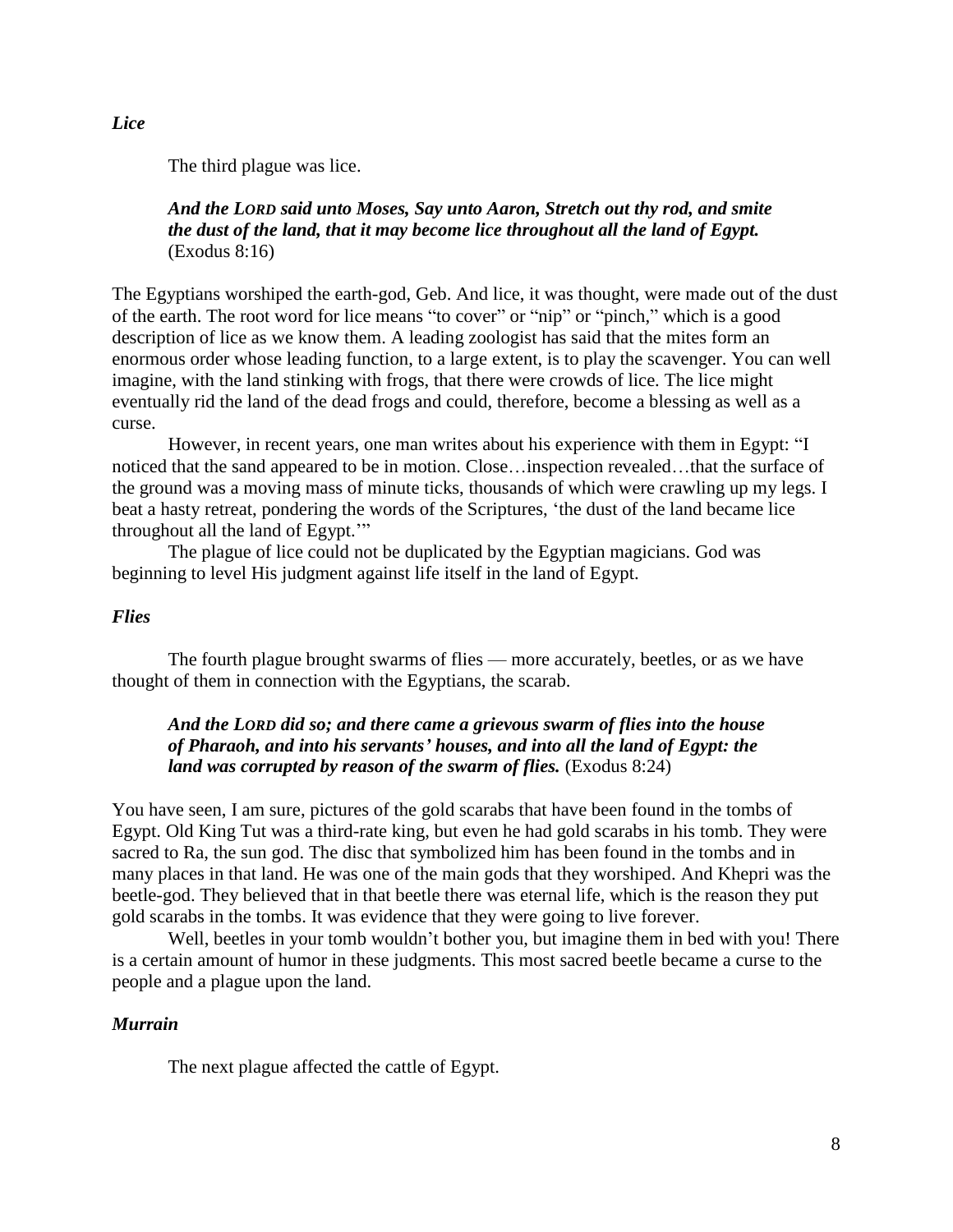### *Lice*

The third plague was lice.

> ***And the LORD said unto Moses, Say unto Aaron, Stretch out thy rod, and smite the dust of the land, that it may become lice throughout all the land of Egypt.*** (Exodus 8:16)

The Egyptians worshiped the earth-god, Geb. And lice, it was thought, were made out of the dust of the earth. The root word for lice means "to cover" or "nip" or "pinch," which is a good description of lice as we know them. A leading zoologist has said that the mites form an enormous order whose leading function, to a large extent, is to play the scavenger. You can well imagine, with the land stinking with frogs, that there were crowds of lice. The lice might eventually rid the land of the dead frogs and could, therefore, become a blessing as well as a curse.

However, in recent years, one man writes about his experience with them in Egypt: "I noticed that the sand appeared to be in motion. Close…inspection revealed…that the surface of the ground was a moving mass of minute ticks, thousands of which were crawling up my legs. I beat a hasty retreat, pondering the words of the Scriptures, 'the dust of the land became lice throughout all the land of Egypt.'"

The plague of lice could not be duplicated by the Egyptian magicians. God was beginning to level His judgment against life itself in the land of Egypt.

### *Flies*

The fourth plague brought swarms of flies — more accurately, beetles, or as we have thought of them in connection with the Egyptians, the scarab.

> ***And the LORD did so; and there came a grievous swarm of flies into the house of Pharaoh, and into his servants' houses, and into all the land of Egypt: the land was corrupted by reason of the swarm of flies.*** (Exodus 8:24)

You have seen, I am sure, pictures of the gold scarabs that have been found in the tombs of Egypt. Old King Tut was a third-rate king, but even he had gold scarabs in his tomb. They were sacred to Ra, the sun god. The disc that symbolized him has been found in the tombs and in many places in that land. He was one of the main gods that they worshiped. And Khepri was the beetle-god. They believed that in that beetle there was eternal life, which is the reason they put gold scarabs in the tombs. It was evidence that they were going to live forever.

Well, beetles in your tomb wouldn't bother you, but imagine them in bed with you! There is a certain amount of humor in these judgments. This most sacred beetle became a curse to the people and a plague upon the land.

### *Murrain*

The next plague affected the cattle of Egypt.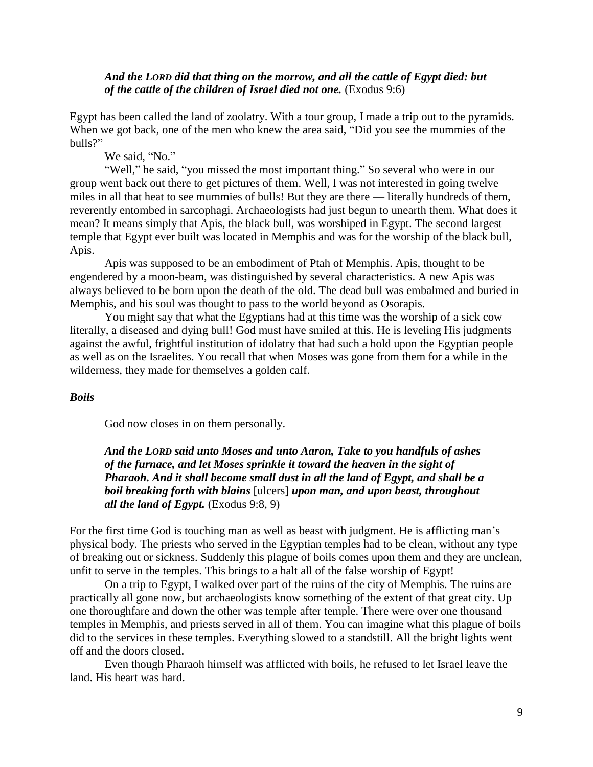> ***And the LORD did that thing on the morrow, and all the cattle of Egypt died: but of the cattle of the children of Israel died not one.*** (Exodus 9:6)

Egypt has been called the land of zoolatry. With a tour group, I made a trip out to the pyramids. When we got back, one of the men who knew the area said, "Did you see the mummies of the bulls?"

We said, "No."

"Well," he said, "you missed the most important thing." So several who were in our group went back out there to get pictures of them. Well, I was not interested in going twelve miles in all that heat to see mummies of bulls! But they are there — literally hundreds of them, reverently entombed in sarcophagi. Archaeologists had just begun to unearth them. What does it mean? It means simply that Apis, the black bull, was worshiped in Egypt. The second largest temple that Egypt ever built was located in Memphis and was for the worship of the black bull, Apis.

Apis was supposed to be an embodiment of Ptah of Memphis. Apis, thought to be engendered by a moon-beam, was distinguished by several characteristics. A new Apis was always believed to be born upon the death of the old. The dead bull was embalmed and buried in Memphis, and his soul was thought to pass to the world beyond as Osorapis.

You might say that what the Egyptians had at this time was the worship of a sick cow — literally, a diseased and dying bull! God must have smiled at this. He is leveling His judgments against the awful, frightful institution of idolatry that had such a hold upon the Egyptian people as well as on the Israelites. You recall that when Moses was gone from them for a while in the wilderness, they made for themselves a golden calf.

### *Boils*

God now closes in on them personally.

> ***And the LORD said unto Moses and unto Aaron, Take to you handfuls of ashes of the furnace, and let Moses sprinkle it toward the heaven in the sight of Pharaoh. And it shall become small dust in all the land of Egypt, and shall be a boil breaking forth with blains*** [ulcers] ***upon man, and upon beast, throughout all the land of Egypt.*** (Exodus 9:8, 9)

For the first time God is touching man as well as beast with judgment. He is afflicting man's physical body. The priests who served in the Egyptian temples had to be clean, without any type of breaking out or sickness. Suddenly this plague of boils comes upon them and they are unclean, unfit to serve in the temples. This brings to a halt all of the false worship of Egypt!

On a trip to Egypt, I walked over part of the ruins of the city of Memphis. The ruins are practically all gone now, but archaeologists know something of the extent of that great city. Up one thoroughfare and down the other was temple after temple. There were over one thousand temples in Memphis, and priests served in all of them. You can imagine what this plague of boils did to the services in these temples. Everything slowed to a standstill. All the bright lights went off and the doors closed.

Even though Pharaoh himself was afflicted with boils, he refused to let Israel leave the land. His heart was hard.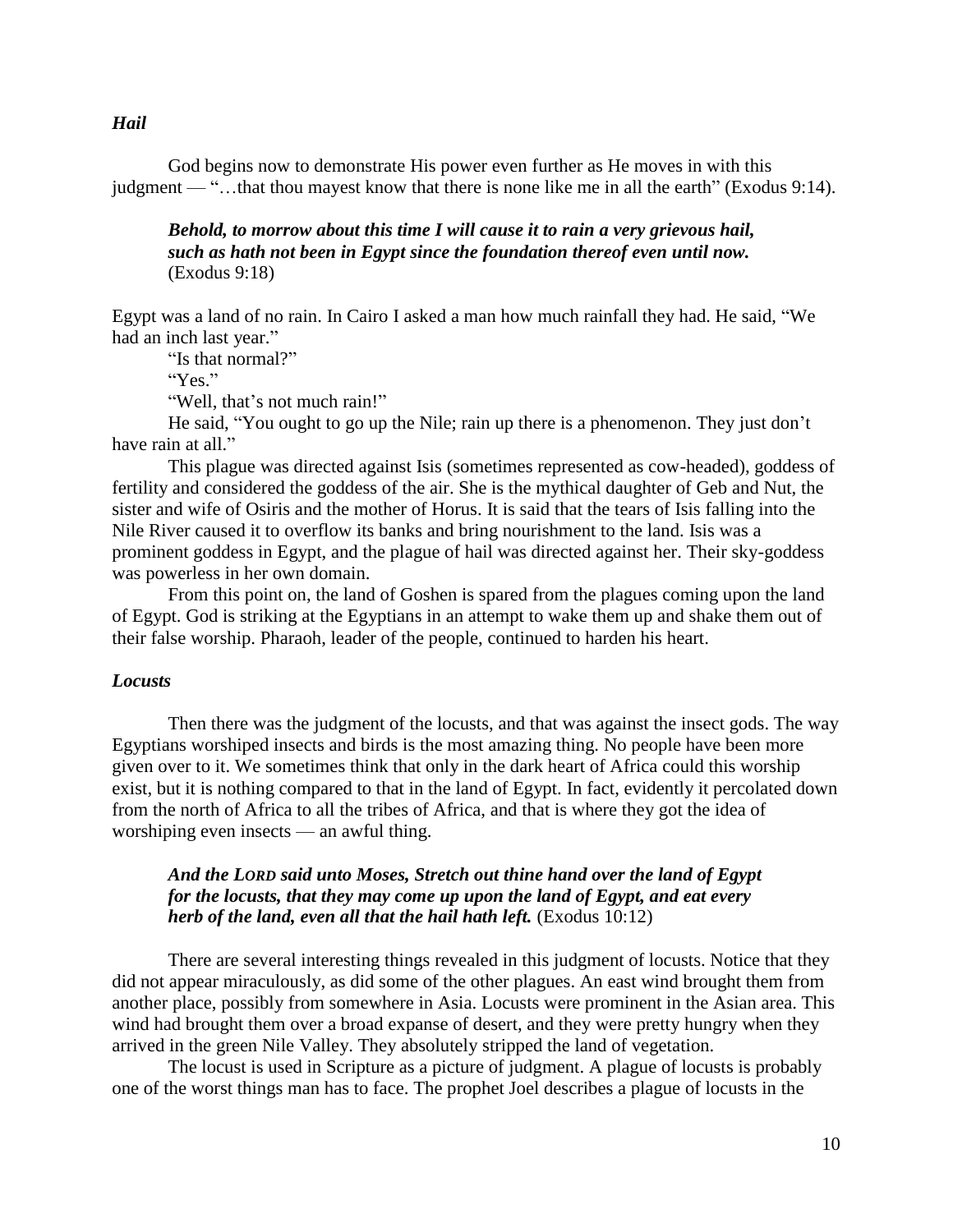### *Hail*

God begins now to demonstrate His power even further as He moves in with this judgment — "…that thou mayest know that there is none like me in all the earth" (Exodus 9:14).

> ***Behold, to morrow about this time I will cause it to rain a very grievous hail, such as hath not been in Egypt since the foundation thereof even until now.*** (Exodus 9:18)

Egypt was a land of no rain. In Cairo I asked a man how much rainfall they had. He said, "We had an inch last year."

"Is that normal?"

"Yes."

"Well, that's not much rain!"

He said, "You ought to go up the Nile; rain up there is a phenomenon. They just don't have rain at all."

This plague was directed against Isis (sometimes represented as cow-headed), goddess of fertility and considered the goddess of the air. She is the mythical daughter of Geb and Nut, the sister and wife of Osiris and the mother of Horus. It is said that the tears of Isis falling into the Nile River caused it to overflow its banks and bring nourishment to the land. Isis was a prominent goddess in Egypt, and the plague of hail was directed against her. Their sky-goddess was powerless in her own domain.

From this point on, the land of Goshen is spared from the plagues coming upon the land of Egypt. God is striking at the Egyptians in an attempt to wake them up and shake them out of their false worship. Pharaoh, leader of the people, continued to harden his heart.

### *Locusts*

Then there was the judgment of the locusts, and that was against the insect gods. The way Egyptians worshiped insects and birds is the most amazing thing. No people have been more given over to it. We sometimes think that only in the dark heart of Africa could this worship exist, but it is nothing compared to that in the land of Egypt. In fact, evidently it percolated down from the north of Africa to all the tribes of Africa, and that is where they got the idea of worshiping even insects — an awful thing.

> ***And the LORD said unto Moses, Stretch out thine hand over the land of Egypt for the locusts, that they may come up upon the land of Egypt, and eat every herb of the land, even all that the hail hath left.*** (Exodus 10:12)

There are several interesting things revealed in this judgment of locusts. Notice that they did not appear miraculously, as did some of the other plagues. An east wind brought them from another place, possibly from somewhere in Asia. Locusts were prominent in the Asian area. This wind had brought them over a broad expanse of desert, and they were pretty hungry when they arrived in the green Nile Valley. They absolutely stripped the land of vegetation.

The locust is used in Scripture as a picture of judgment. A plague of locusts is probably one of the worst things man has to face. The prophet Joel describes a plague of locusts in the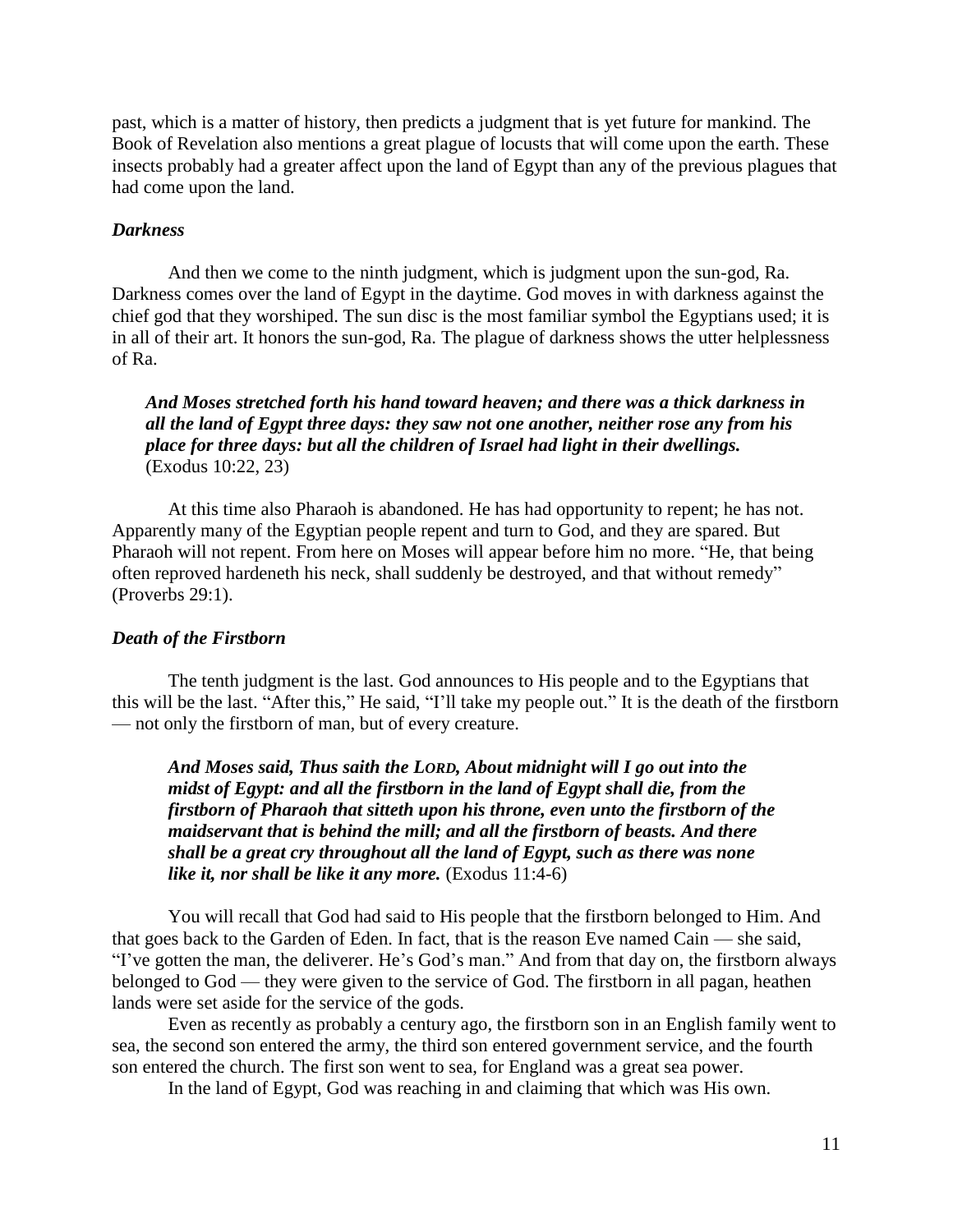past, which is a matter of history, then predicts a judgment that is yet future for mankind. The Book of Revelation also mentions a great plague of locusts that will come upon the earth. These insects probably had a greater affect upon the land of Egypt than any of the previous plagues that had come upon the land.

### *Darkness*

And then we come to the ninth judgment, which is judgment upon the sun-god, Ra. Darkness comes over the land of Egypt in the daytime. God moves in with darkness against the chief god that they worshiped. The sun disc is the most familiar symbol the Egyptians used; it is in all of their art. It honors the sun-god, Ra. The plague of darkness shows the utter helplessness of Ra.

> ***And Moses stretched forth his hand toward heaven; and there was a thick darkness in all the land of Egypt three days: they saw not one another, neither rose any from his place for three days: but all the children of Israel had light in their dwellings.*** (Exodus 10:22, 23)

At this time also Pharaoh is abandoned. He has had opportunity to repent; he has not. Apparently many of the Egyptian people repent and turn to God, and they are spared. But Pharaoh will not repent. From here on Moses will appear before him no more. "He, that being often reproved hardeneth his neck, shall suddenly be destroyed, and that without remedy" (Proverbs 29:1).

### *Death of the Firstborn*

The tenth judgment is the last. God announces to His people and to the Egyptians that this will be the last. "After this," He said, "I'll take my people out." It is the death of the firstborn — not only the firstborn of man, but of every creature.

> ***And Moses said, Thus saith the LORD, About midnight will I go out into the midst of Egypt: and all the firstborn in the land of Egypt shall die, from the firstborn of Pharaoh that sitteth upon his throne, even unto the firstborn of the maidservant that is behind the mill; and all the firstborn of beasts. And there shall be a great cry throughout all the land of Egypt, such as there was none like it, nor shall be like it any more.*** (Exodus 11:4-6)

You will recall that God had said to His people that the firstborn belonged to Him. And that goes back to the Garden of Eden. In fact, that is the reason Eve named Cain — she said, "I've gotten the man, the deliverer. He's God's man." And from that day on, the firstborn always belonged to God — they were given to the service of God. The firstborn in all pagan, heathen lands were set aside for the service of the gods.

Even as recently as probably a century ago, the firstborn son in an English family went to sea, the second son entered the army, the third son entered government service, and the fourth son entered the church. The first son went to sea, for England was a great sea power.

In the land of Egypt, God was reaching in and claiming that which was His own.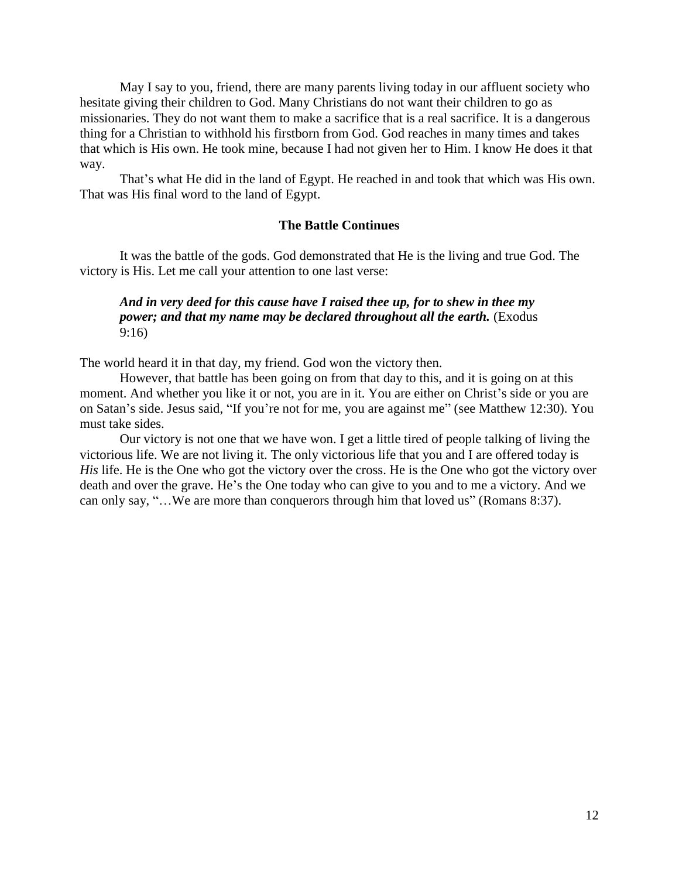May I say to you, friend, there are many parents living today in our affluent society who hesitate giving their children to God. Many Christians do not want their children to go as missionaries. They do not want them to make a sacrifice that is a real sacrifice. It is a dangerous thing for a Christian to withhold his firstborn from God. God reaches in many times and takes that which is His own. He took mine, because I had not given her to Him. I know He does it that way.

That's what He did in the land of Egypt. He reached in and took that which was His own. That was His final word to the land of Egypt.

### The Battle Continues

It was the battle of the gods. God demonstrated that He is the living and true God. The victory is His. Let me call your attention to one last verse:

> ***And in very deed for this cause have I raised thee up, for to shew in thee my power; and that my name may be declared throughout all the earth.*** (Exodus 9:16)

The world heard it in that day, my friend. God won the victory then.

However, that battle has been going on from that day to this, and it is going on at this moment. And whether you like it or not, you are in it. You are either on Christ's side or you are on Satan's side. Jesus said, "If you're not for me, you are against me" (see Matthew 12:30). You must take sides.

Our victory is not one that we have won. I get a little tired of people talking of living the victorious life. We are not living it. The only victorious life that you and I are offered today is *His* life. He is the One who got the victory over the cross. He is the One who got the victory over death and over the grave. He's the One today who can give to you and to me a victory. And we can only say, "…We are more than conquerors through him that loved us" (Romans 8:37).